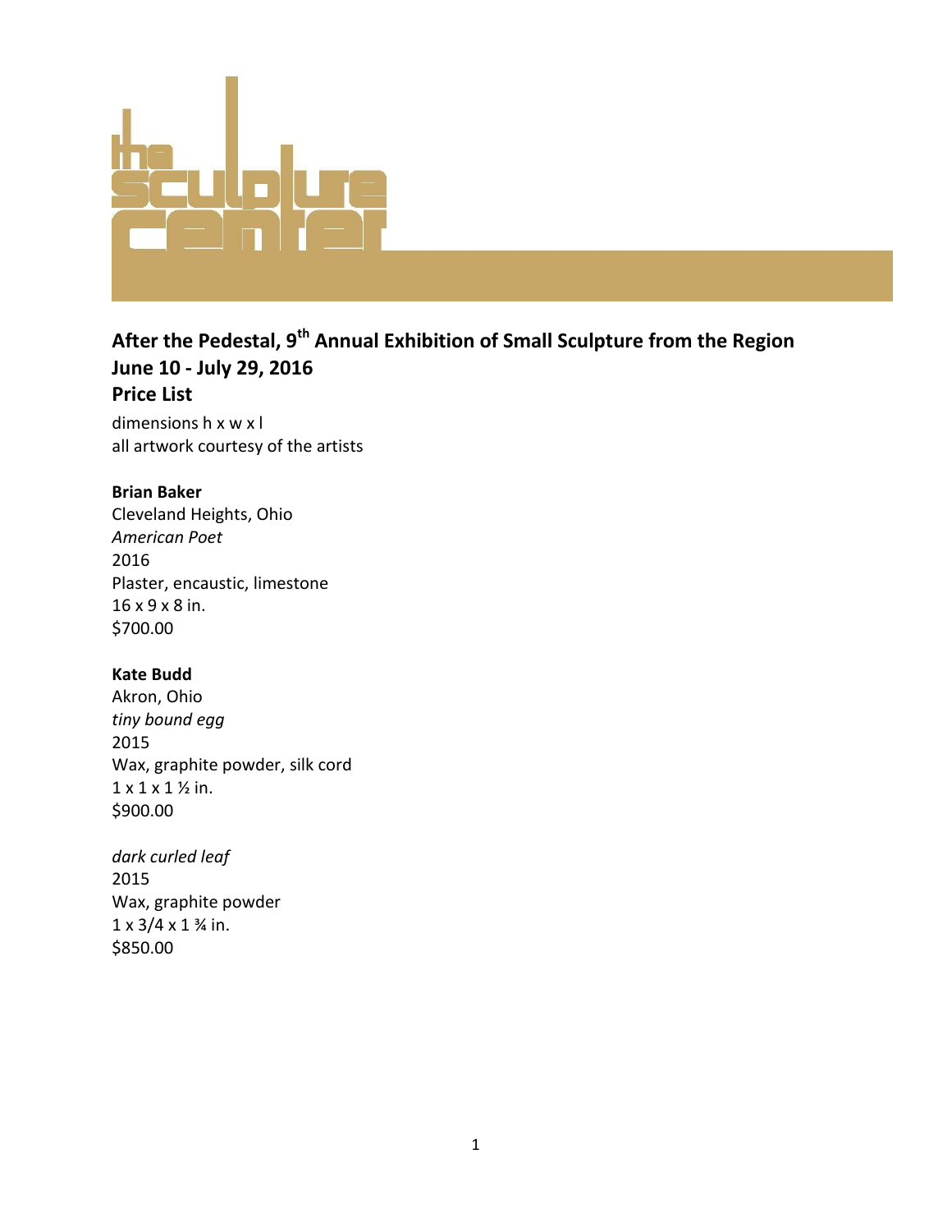the sculpture center

**After the Pedestal, 9th Annual Exhibition of Small Sculpture from the Region**
**June 10 - July 29, 2016**
**Price List**

dimensions h x w x l
all artwork courtesy of the artists

**Brian Baker**
Cleveland Heights, Ohio
*American Poet*
2016
Plaster, encaustic, limestone
16 x 9 x 8 in.
$700.00

**Kate Budd**
Akron, Ohio
*tiny bound egg*
2015
Wax, graphite powder, silk cord
1 x 1 x 1 ½ in.
$900.00

*dark curled leaf*
2015
Wax, graphite powder
1 x 3/4 x 1 ¾ in.
$850.00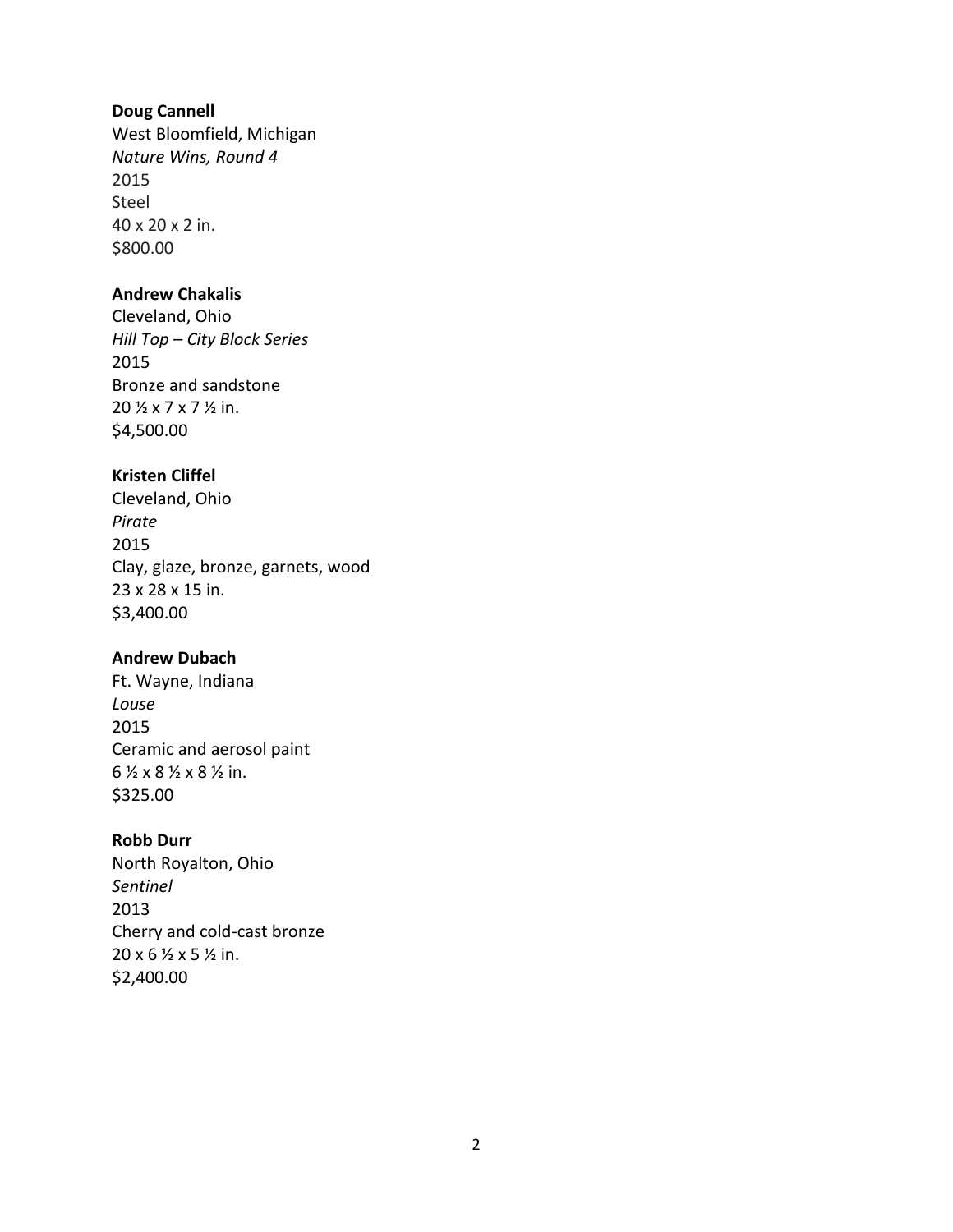**Doug Cannell**
West Bloomfield, Michigan
*Nature Wins, Round 4*
2015
Steel
40 x 20 x 2 in.
$800.00

**Andrew Chakalis**
Cleveland, Ohio
*Hill Top – City Block Series*
2015
Bronze and sandstone
20 ½ x 7 x 7 ½ in.
$4,500.00

**Kristen Cliffel**
Cleveland, Ohio
*Pirate*
2015
Clay, glaze, bronze, garnets, wood
23 x 28 x 15 in.
$3,400.00

**Andrew Dubach**
Ft. Wayne, Indiana
*Louse*
2015
Ceramic and aerosol paint
6 ½ x 8 ½ x 8 ½ in.
$325.00

**Robb Durr**
North Royalton, Ohio
*Sentinel*
2013
Cherry and cold-cast bronze
20 x 6 ½ x 5 ½ in.
$2,400.00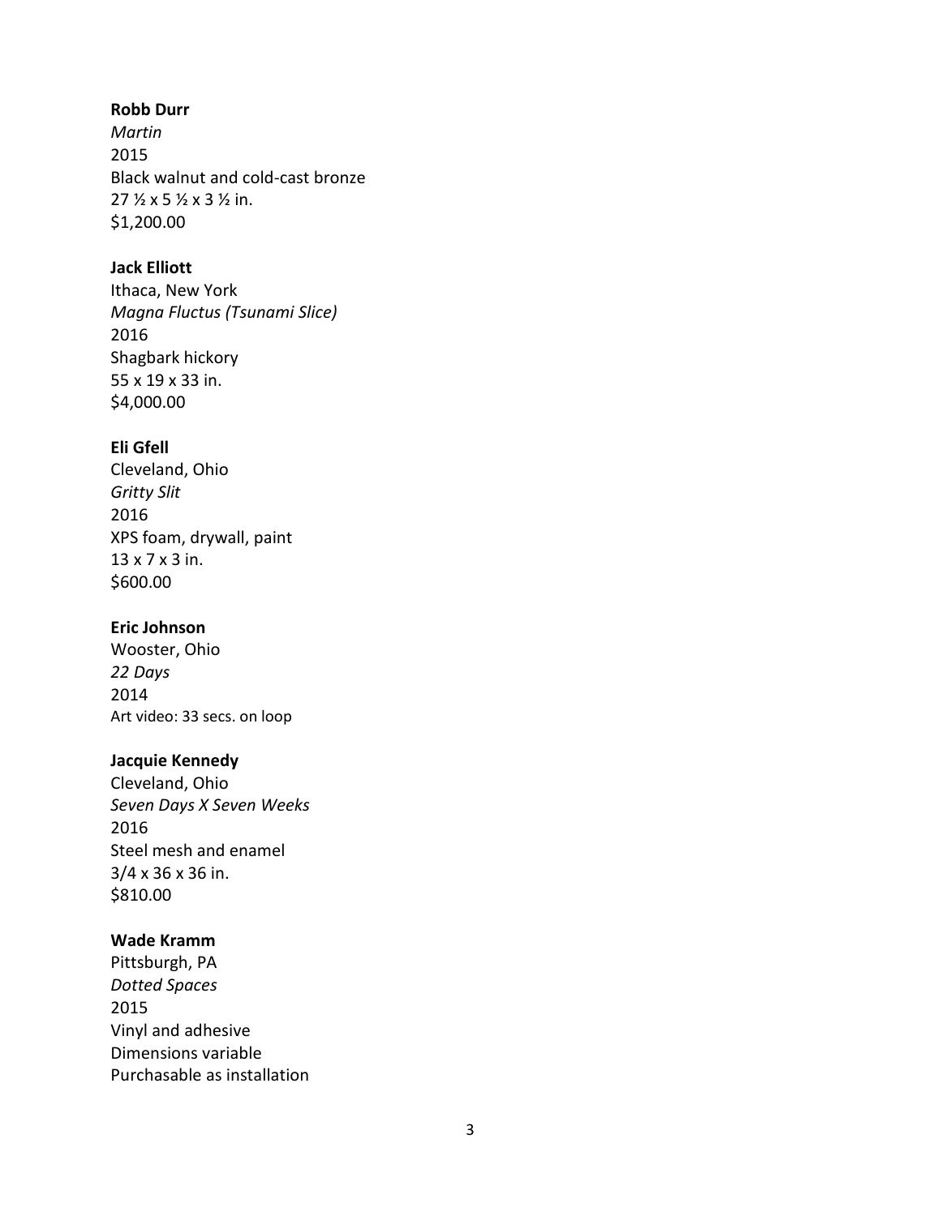**Robb Durr**
*Martin*
2015
Black walnut and cold-cast bronze
27 ½ x 5 ½ x 3 ½ in.
$1,200.00

**Jack Elliott**
Ithaca, New York
*Magna Fluctus (Tsunami Slice)*
2016
Shagbark hickory
55 x 19 x 33 in.
$4,000.00

**Eli Gfell**
Cleveland, Ohio
*Gritty Slit*
2016
XPS foam, drywall, paint
13 x 7 x 3 in.
$600.00

**Eric Johnson**
Wooster, Ohio
*22 Days*
2014
Art video: 33 secs. on loop

**Jacquie Kennedy**
Cleveland, Ohio
*Seven Days X Seven Weeks*
2016
Steel mesh and enamel
3/4 x 36 x 36 in.
$810.00

**Wade Kramm**
Pittsburgh, PA
*Dotted Spaces*
2015
Vinyl and adhesive
Dimensions variable
Purchasable as installation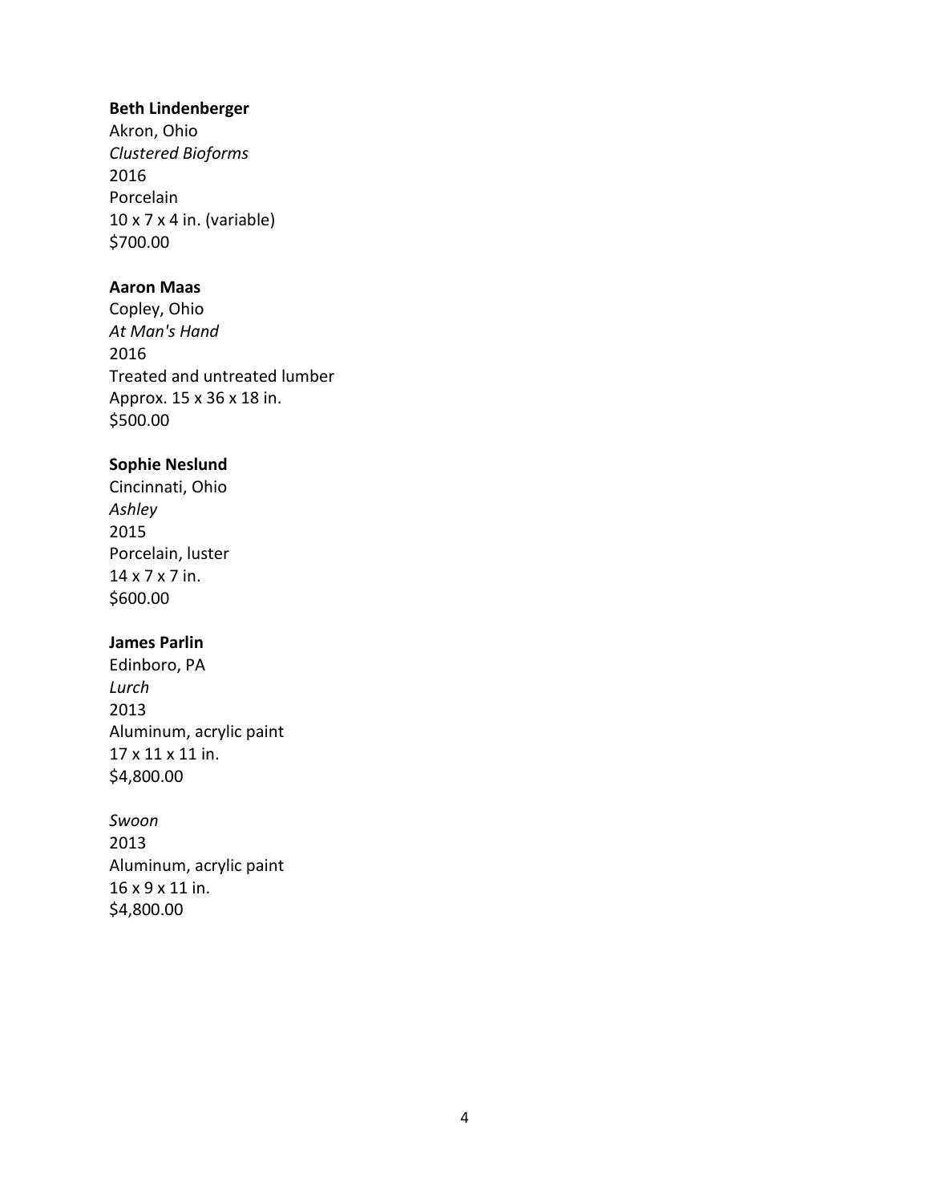**Beth Lindenberger**
Akron, Ohio
*Clustered Bioforms*
2016
Porcelain
10 x 7 x 4 in. (variable)
$700.00

**Aaron Maas**
Copley, Ohio
*At Man's Hand*
2016
Treated and untreated lumber
Approx. 15 x 36 x 18 in.
$500.00

**Sophie Neslund**
Cincinnati, Ohio
*Ashley*
2015
Porcelain, luster
14 x 7 x 7 in.
$600.00

**James Parlin**
Edinboro, PA
*Lurch*
2013
Aluminum, acrylic paint
17 x 11 x 11 in.
$4,800.00

*Swoon*
2013
Aluminum, acrylic paint
16 x 9 x 11 in.
$4,800.00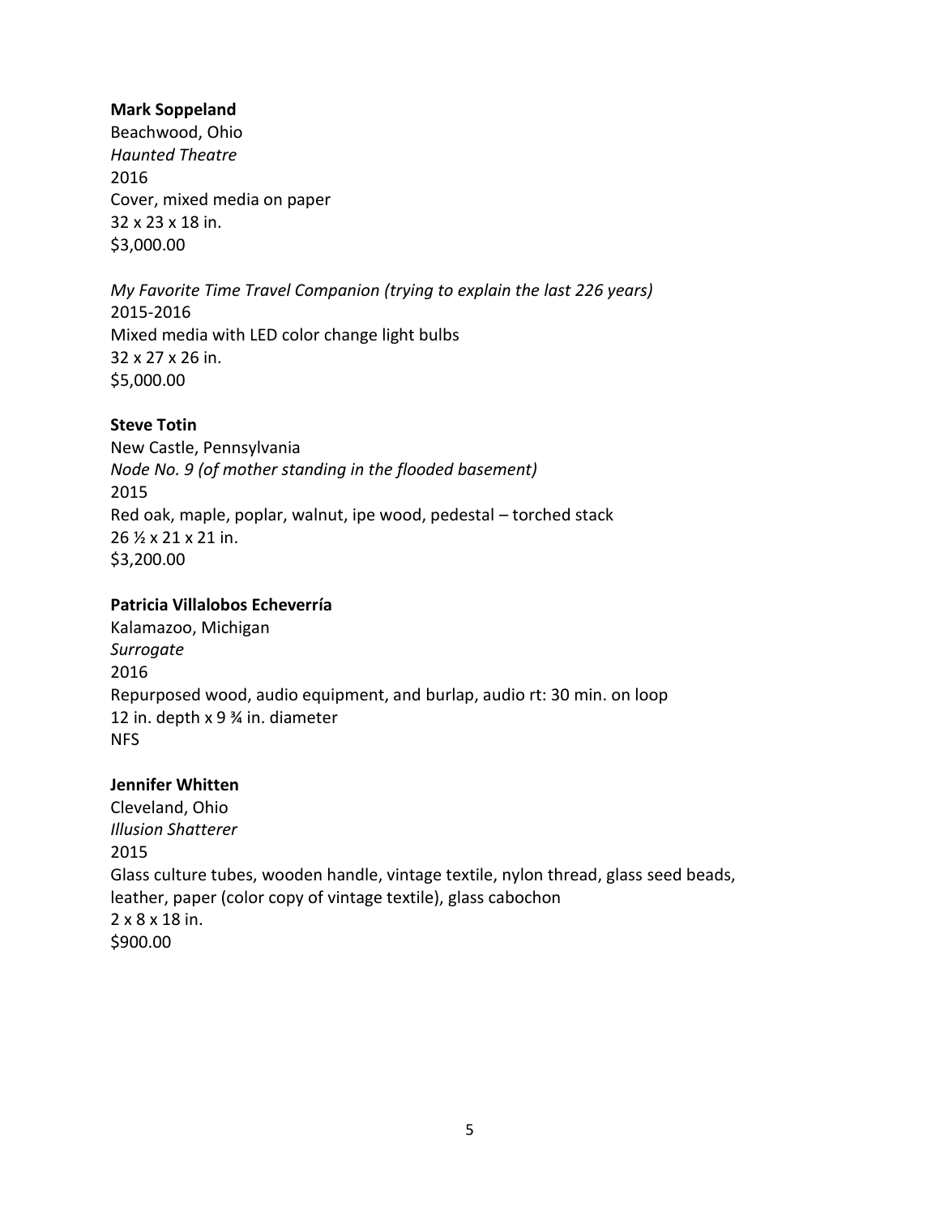**Mark Soppeland**
Beachwood, Ohio
*Haunted Theatre*
2016
Cover, mixed media on paper
32 x 23 x 18 in.
$3,000.00

*My Favorite Time Travel Companion (trying to explain the last 226 years)*
2015-2016
Mixed media with LED color change light bulbs
32 x 27 x 26 in.
$5,000.00

**Steve Totin**
New Castle, Pennsylvania
*Node No. 9 (of mother standing in the flooded basement)*
2015
Red oak, maple, poplar, walnut, ipe wood, pedestal – torched stack
26 ½ x 21 x 21 in.
$3,200.00

**Patricia Villalobos Echeverría**
Kalamazoo, Michigan
*Surrogate*
2016
Repurposed wood, audio equipment, and burlap, audio rt: 30 min. on loop
12 in. depth x 9 ¾ in. diameter
NFS

**Jennifer Whitten**
Cleveland, Ohio
*Illusion Shatterer*
2015
Glass culture tubes, wooden handle, vintage textile, nylon thread, glass seed beads, leather, paper (color copy of vintage textile), glass cabochon
2 x 8 x 18 in.
$900.00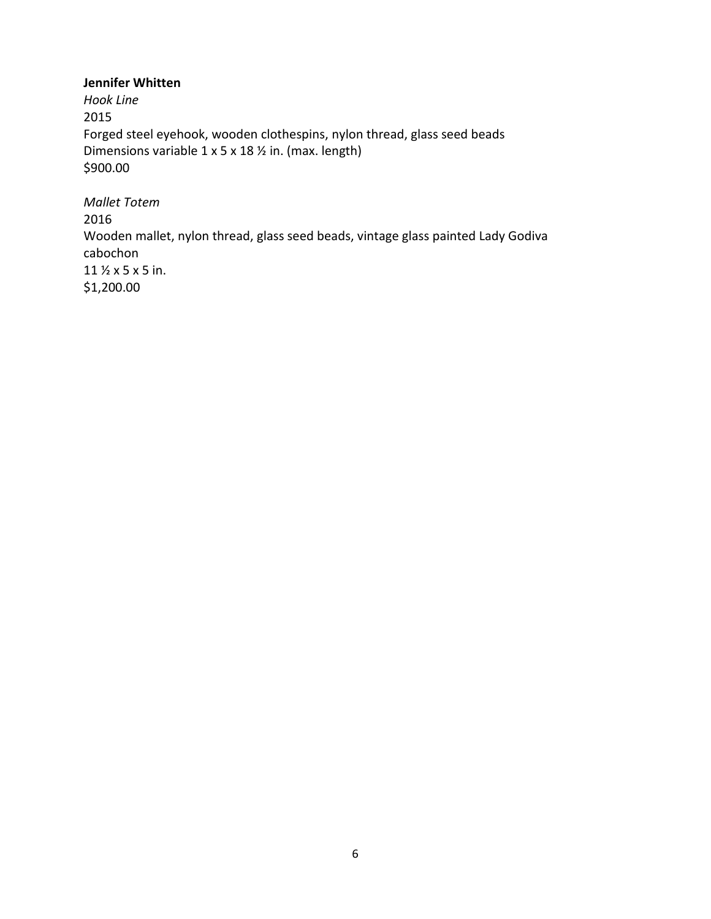**Jennifer Whitten**
*Hook Line*
2015
Forged steel eyehook, wooden clothespins, nylon thread, glass seed beads
Dimensions variable 1 x 5 x 18 ½ in. (max. length)
$900.00

*Mallet Totem*
2016
Wooden mallet, nylon thread, glass seed beads, vintage glass painted Lady Godiva cabochon
11 ½ x 5 x 5 in.
$1,200.00